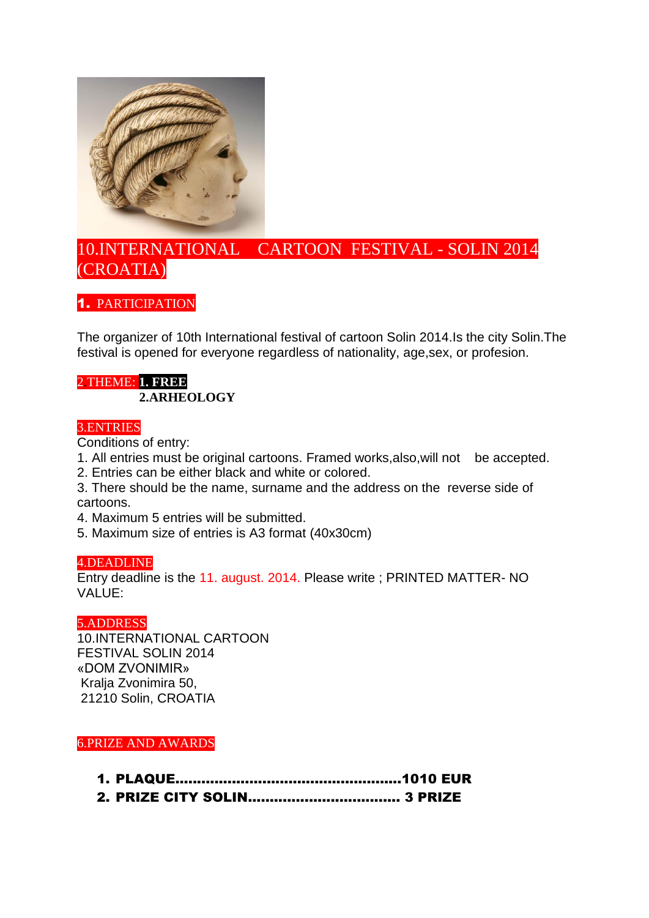# 10.INTERNATIONAL CARTOON FESTIVAL - SOLIN 2014 (CROATIA)

## 1. PARTICIPATION

The organizer of 10th International festival of cartoon Solin 2014.Is the city Solin.The festival is opened for everyone regardless of nationality, age,sex, or profesion.

## 2 THEME: **1. FREE**

**2.ARHEOLOGY**

## 3.ENTRIES

Conditions of entry:

1. All entries must be original cartoons. Framed works,also,will not be accepted.
2. Entries can be either black and white or colored.
3. There should be the name, surname and the address on the reverse side of cartoons.
4. Maximum 5 entries will be submitted.
5. Maximum size of entries is A3 format (40x30cm)

## 4.DEADLINE

Entry deadline is the 11. august. 2014. Please write ; PRINTED MATTER- NO VALUE:

## 5.ADDRESS

10.INTERNATIONAL CARTOON
FESTIVAL SOLIN 2014
«DOM ZVONIMIR»
Kralja Zvonimira 50,
21210 Solin, CROATIA

## 6.PRIZE AND AWARDS

1. **PLAQUE...................................................1010 EUR**
2. **PRIZE CITY SOLIN.................................. 3 PRIZE**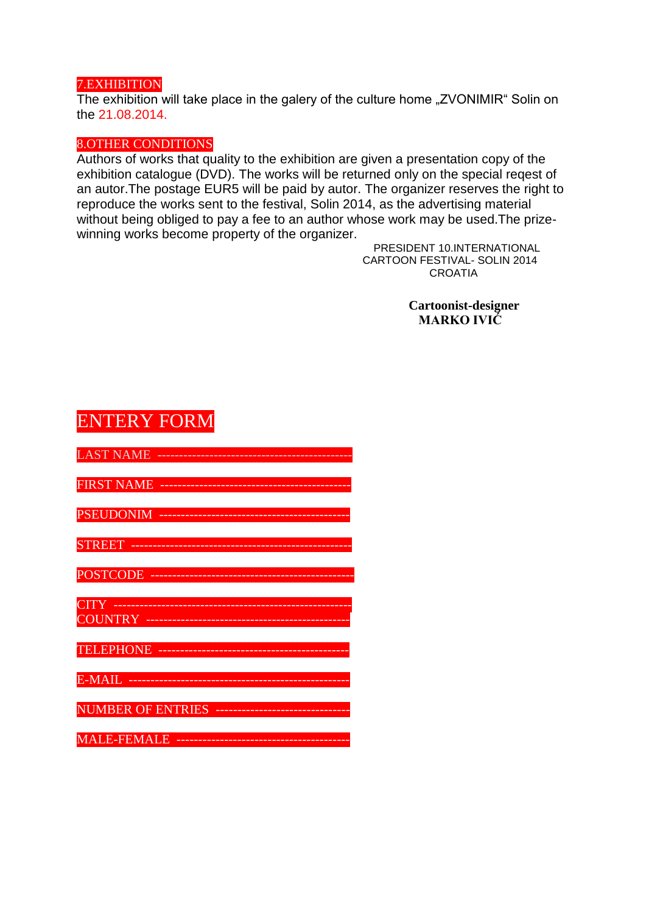## 7.EXHIBITION

The exhibition will take place in the galery of the culture home „ZVONIMIR“ Solin on the 21.08.2014.

## 8.OTHER CONDITIONS

Authors of works that quality to the exhibition are given a presentation copy of the exhibition catalogue (DVD). The works will be returned only on the special reqest of an autor.The postage EUR5 will be paid by autor. The organizer reserves the right to reproduce the works sent to the festival, Solin 2014, as the advertising material without being obliged to pay a fee to an author whose work may be used.The prize-winning works become property of the organizer.

PRESIDENT 10.INTERNATIONAL
CARTOON FESTIVAL- SOLIN 2014
CROATIA

**Cartoonist-designer**
**MARKO IVIĆ**

# ENTERY FORM

LAST NAME --------------------------------------------

FIRST NAME -------------------------------------------

PSEUDONIM -------------------------------------------

STREET -----------------------------------------------

POSTCODE ---------------------------------------------

CITY -----------------------------------------------------
COUNTRY ---------------------------------------------

TELEPHONE -------------------------------------------

E-MAIL ------------------------------------------------

NUMBER OF ENTRIES ------------------------------

MALE-FEMALE --------------------------------------